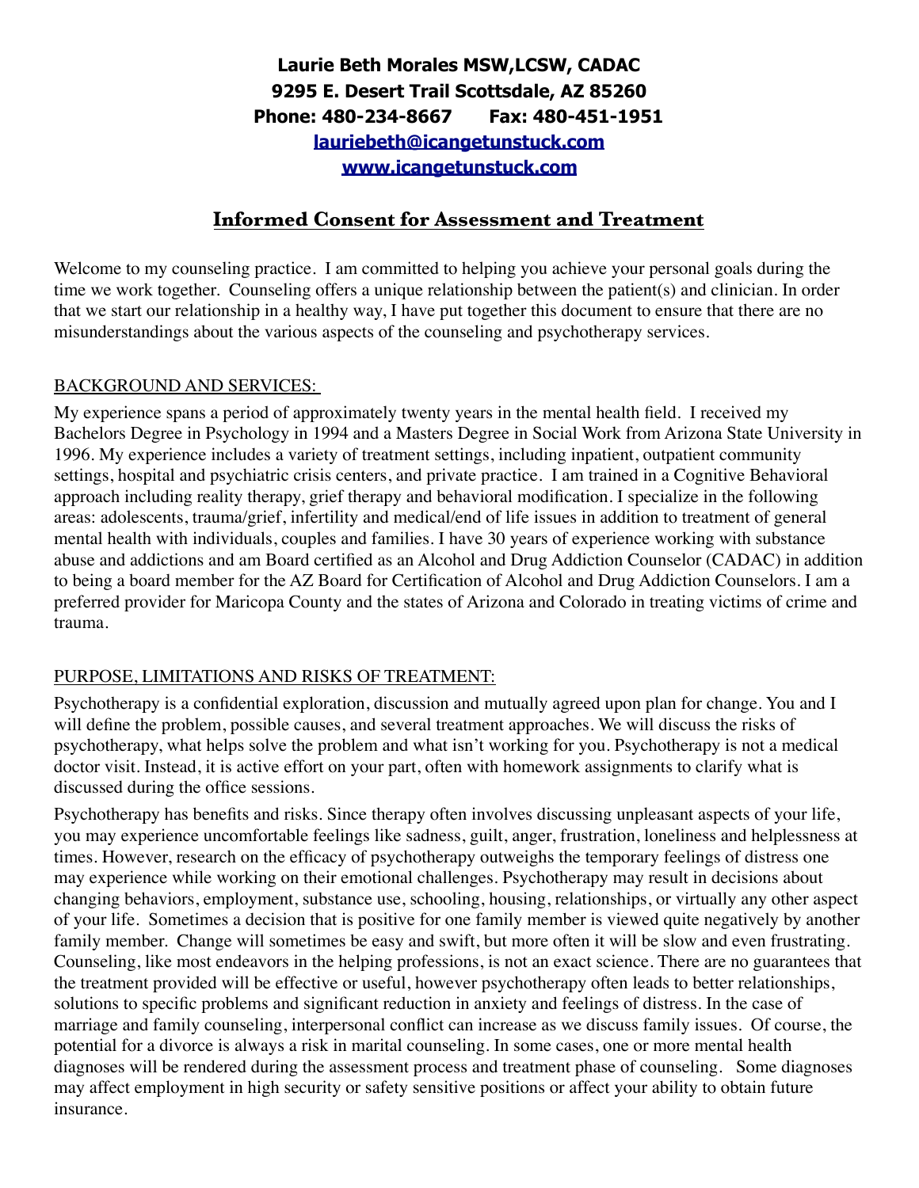**Laurie Beth Morales MSW,LCSW, CADAC**
**9295 E. Desert Trail Scottsdale, AZ 85260**
**Phone: 480-234-8667 Fax: 480-451-1951**
**lauriebeth@icangetunstuck.com**
**www.icangetunstuck.com**

# Informed Consent for Assessment and Treatment

Welcome to my counseling practice. I am committed to helping you achieve your personal goals during the time we work together. Counseling offers a unique relationship between the patient(s) and clinician. In order that we start our relationship in a healthy way, I have put together this document to ensure that there are no misunderstandings about the various aspects of the counseling and psychotherapy services.

## BACKGROUND AND SERVICES:

My experience spans a period of approximately twenty years in the mental health field. I received my Bachelors Degree in Psychology in 1994 and a Masters Degree in Social Work from Arizona State University in 1996. My experience includes a variety of treatment settings, including inpatient, outpatient community settings, hospital and psychiatric crisis centers, and private practice. I am trained in a Cognitive Behavioral approach including reality therapy, grief therapy and behavioral modification. I specialize in the following areas: adolescents, trauma/grief, infertility and medical/end of life issues in addition to treatment of general mental health with individuals, couples and families. I have 30 years of experience working with substance abuse and addictions and am Board certified as an Alcohol and Drug Addiction Counselor (CADAC) in addition to being a board member for the AZ Board for Certification of Alcohol and Drug Addiction Counselors. I am a preferred provider for Maricopa County and the states of Arizona and Colorado in treating victims of crime and trauma.

## PURPOSE, LIMITATIONS AND RISKS OF TREATMENT:

Psychotherapy is a confidential exploration, discussion and mutually agreed upon plan for change. You and I will define the problem, possible causes, and several treatment approaches. We will discuss the risks of psychotherapy, what helps solve the problem and what isn't working for you. Psychotherapy is not a medical doctor visit. Instead, it is active effort on your part, often with homework assignments to clarify what is discussed during the office sessions.

Psychotherapy has benefits and risks. Since therapy often involves discussing unpleasant aspects of your life, you may experience uncomfortable feelings like sadness, guilt, anger, frustration, loneliness and helplessness at times. However, research on the efficacy of psychotherapy outweighs the temporary feelings of distress one may experience while working on their emotional challenges. Psychotherapy may result in decisions about changing behaviors, employment, substance use, schooling, housing, relationships, or virtually any other aspect of your life. Sometimes a decision that is positive for one family member is viewed quite negatively by another family member. Change will sometimes be easy and swift, but more often it will be slow and even frustrating. Counseling, like most endeavors in the helping professions, is not an exact science. There are no guarantees that the treatment provided will be effective or useful, however psychotherapy often leads to better relationships, solutions to specific problems and significant reduction in anxiety and feelings of distress. In the case of marriage and family counseling, interpersonal conflict can increase as we discuss family issues. Of course, the potential for a divorce is always a risk in marital counseling. In some cases, one or more mental health diagnoses will be rendered during the assessment process and treatment phase of counseling. Some diagnoses may affect employment in high security or safety sensitive positions or affect your ability to obtain future insurance.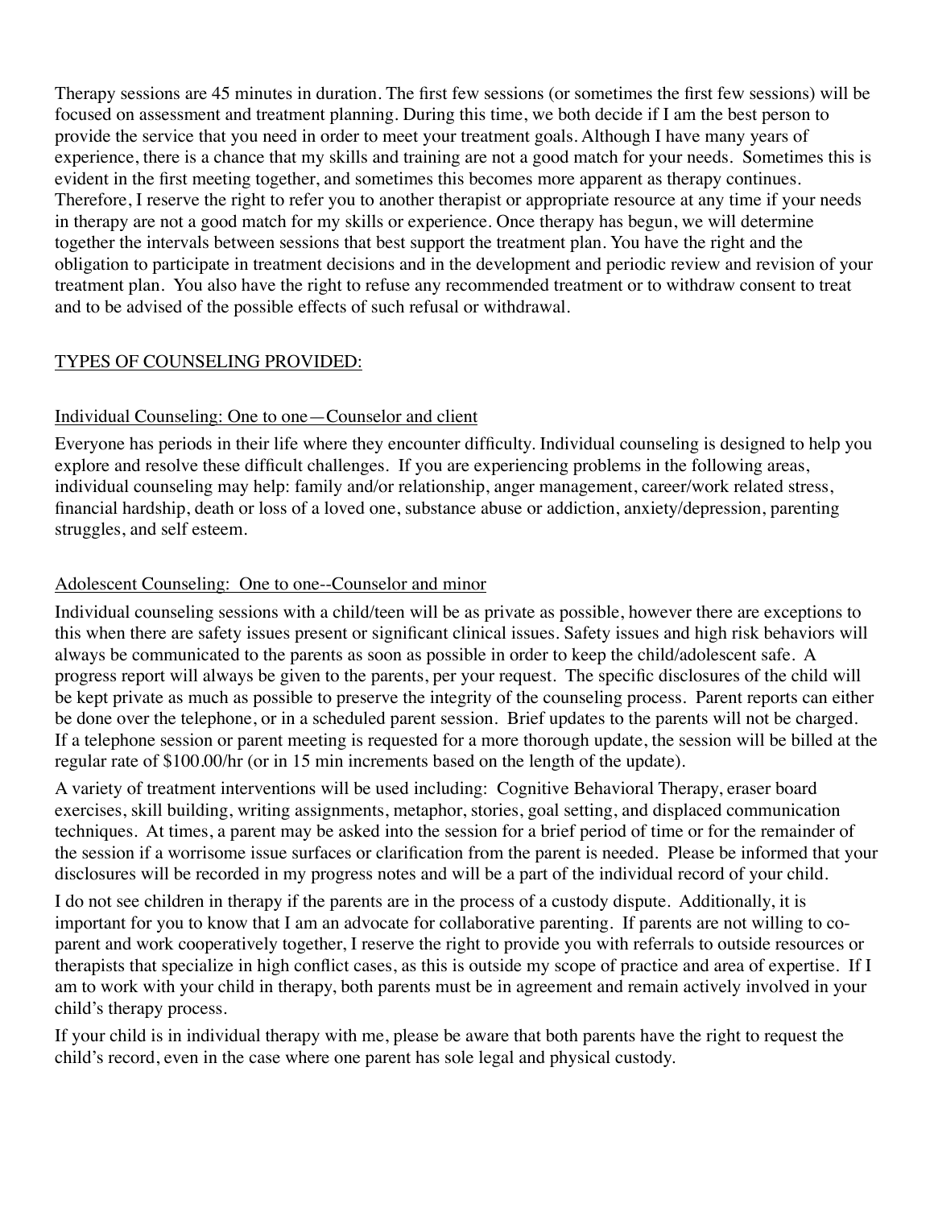Therapy sessions are 45 minutes in duration. The first few sessions (or sometimes the first few sessions) will be focused on assessment and treatment planning. During this time, we both decide if I am the best person to provide the service that you need in order to meet your treatment goals. Although I have many years of experience, there is a chance that my skills and training are not a good match for your needs. Sometimes this is evident in the first meeting together, and sometimes this becomes more apparent as therapy continues. Therefore, I reserve the right to refer you to another therapist or appropriate resource at any time if your needs in therapy are not a good match for my skills or experience. Once therapy has begun, we will determine together the intervals between sessions that best support the treatment plan. You have the right and the obligation to participate in treatment decisions and in the development and periodic review and revision of your treatment plan. You also have the right to refuse any recommended treatment or to withdraw consent to treat and to be advised of the possible effects of such refusal or withdrawal.

## TYPES OF COUNSELING PROVIDED:

### Individual Counseling: One to one—Counselor and client

Everyone has periods in their life where they encounter difficulty. Individual counseling is designed to help you explore and resolve these difficult challenges. If you are experiencing problems in the following areas, individual counseling may help: family and/or relationship, anger management, career/work related stress, financial hardship, death or loss of a loved one, substance abuse or addiction, anxiety/depression, parenting struggles, and self esteem.

### Adolescent Counseling: One to one--Counselor and minor

Individual counseling sessions with a child/teen will be as private as possible, however there are exceptions to this when there are safety issues present or significant clinical issues. Safety issues and high risk behaviors will always be communicated to the parents as soon as possible in order to keep the child/adolescent safe. A progress report will always be given to the parents, per your request. The specific disclosures of the child will be kept private as much as possible to preserve the integrity of the counseling process. Parent reports can either be done over the telephone, or in a scheduled parent session. Brief updates to the parents will not be charged. If a telephone session or parent meeting is requested for a more thorough update, the session will be billed at the regular rate of $100.00/hr (or in 15 min increments based on the length of the update).

A variety of treatment interventions will be used including: Cognitive Behavioral Therapy, eraser board exercises, skill building, writing assignments, metaphor, stories, goal setting, and displaced communication techniques. At times, a parent may be asked into the session for a brief period of time or for the remainder of the session if a worrisome issue surfaces or clarification from the parent is needed. Please be informed that your disclosures will be recorded in my progress notes and will be a part of the individual record of your child.

I do not see children in therapy if the parents are in the process of a custody dispute. Additionally, it is important for you to know that I am an advocate for collaborative parenting. If parents are not willing to co-parent and work cooperatively together, I reserve the right to provide you with referrals to outside resources or therapists that specialize in high conflict cases, as this is outside my scope of practice and area of expertise. If I am to work with your child in therapy, both parents must be in agreement and remain actively involved in your child's therapy process.

If your child is in individual therapy with me, please be aware that both parents have the right to request the child's record, even in the case where one parent has sole legal and physical custody.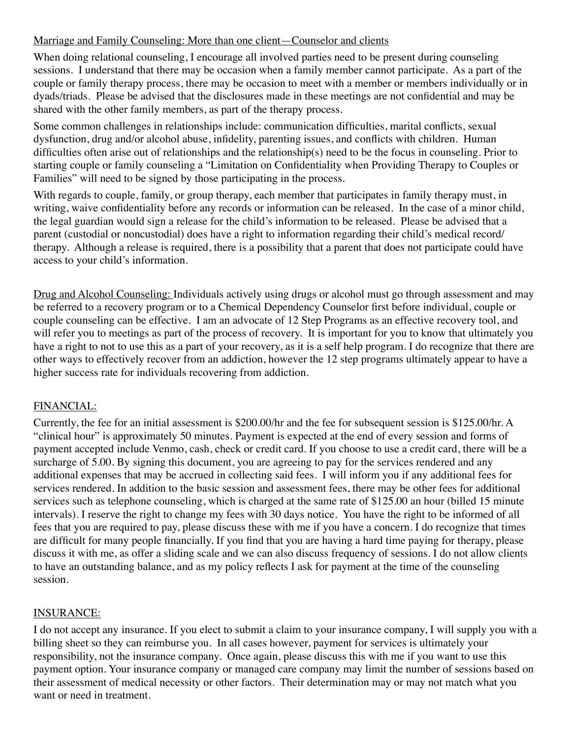Marriage and Family Counseling: More than one client—Counselor and clients

When doing relational counseling, I encourage all involved parties need to be present during counseling sessions. I understand that there may be occasion when a family member cannot participate. As a part of the couple or family therapy process, there may be occasion to meet with a member or members individually or in dyads/triads. Please be advised that the disclosures made in these meetings are not confidential and may be shared with the other family members, as part of the therapy process.

Some common challenges in relationships include: communication difficulties, marital conflicts, sexual dysfunction, drug and/or alcohol abuse, infidelity, parenting issues, and conflicts with children. Human difficulties often arise out of relationships and the relationship(s) need to be the focus in counseling. Prior to starting couple or family counseling a "Limitation on Confidentiality when Providing Therapy to Couples or Families" will need to be signed by those participating in the process.

With regards to couple, family, or group therapy, each member that participates in family therapy must, in writing, waive confidentiality before any records or information can be released. In the case of a minor child, the legal guardian would sign a release for the child's information to be released. Please be advised that a parent (custodial or noncustodial) does have a right to information regarding their child's medical record/ therapy. Although a release is required, there is a possibility that a parent that does not participate could have access to your child's information.

Drug and Alcohol Counseling: Individuals actively using drugs or alcohol must go through assessment and may be referred to a recovery program or to a Chemical Dependency Counselor first before individual, couple or couple counseling can be effective. I am an advocate of 12 Step Programs as an effective recovery tool, and will refer you to meetings as part of the process of recovery. It is important for you to know that ultimately you have a right to not to use this as a part of your recovery, as it is a self help program. I do recognize that there are other ways to effectively recover from an addiction, however the 12 step programs ultimately appear to have a higher success rate for individuals recovering from addiction.

FINANCIAL:

Currently, the fee for an initial assessment is $200.00/hr and the fee for subsequent session is $125.00/hr. A "clinical hour" is approximately 50 minutes. Payment is expected at the end of every session and forms of payment accepted include Venmo, cash, check or credit card. If you choose to use a credit card, there will be a surcharge of 5.00. By signing this document, you are agreeing to pay for the services rendered and any additional expenses that may be accrued in collecting said fees. I will inform you if any additional fees for services rendered. In addition to the basic session and assessment fees, there may be other fees for additional services such as telephone counseling, which is charged at the same rate of $125.00 an hour (billed 15 minute intervals). I reserve the right to change my fees with 30 days notice. You have the right to be informed of all fees that you are required to pay, please discuss these with me if you have a concern. I do recognize that times are difficult for many people financially. If you find that you are having a hard time paying for therapy, please discuss it with me, as offer a sliding scale and we can also discuss frequency of sessions. I do not allow clients to have an outstanding balance, and as my policy reflects I ask for payment at the time of the counseling session.

INSURANCE:

I do not accept any insurance. If you elect to submit a claim to your insurance company, I will supply you with a billing sheet so they can reimburse you. In all cases however, payment for services is ultimately your responsibility, not the insurance company. Once again, please discuss this with me if you want to use this payment option. Your insurance company or managed care company may limit the number of sessions based on their assessment of medical necessity or other factors. Their determination may or may not match what you want or need in treatment.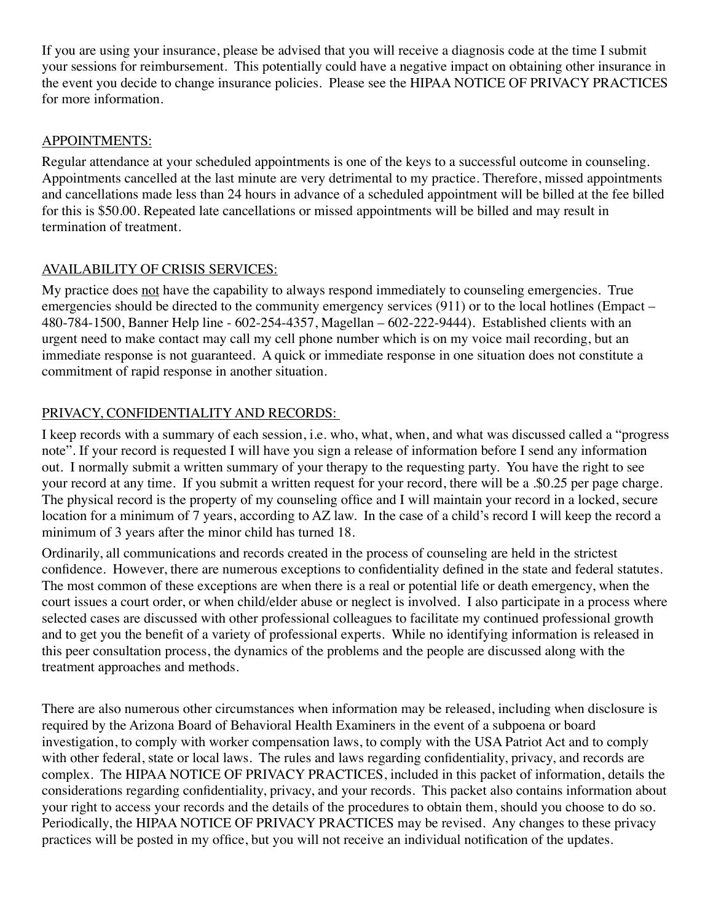If you are using your insurance, please be advised that you will receive a diagnosis code at the time I submit your sessions for reimbursement. This potentially could have a negative impact on obtaining other insurance in the event you decide to change insurance policies. Please see the HIPAA NOTICE OF PRIVACY PRACTICES for more information.

## APPOINTMENTS:

Regular attendance at your scheduled appointments is one of the keys to a successful outcome in counseling. Appointments cancelled at the last minute are very detrimental to my practice. Therefore, missed appointments and cancellations made less than 24 hours in advance of a scheduled appointment will be billed at the fee billed for this is $50.00. Repeated late cancellations or missed appointments will be billed and may result in termination of treatment.

## AVAILABILITY OF CRISIS SERVICES:

My practice does not have the capability to always respond immediately to counseling emergencies. True emergencies should be directed to the community emergency services (911) or to the local hotlines (Empact – 480-784-1500, Banner Help line - 602-254-4357, Magellan – 602-222-9444). Established clients with an urgent need to make contact may call my cell phone number which is on my voice mail recording, but an immediate response is not guaranteed. A quick or immediate response in one situation does not constitute a commitment of rapid response in another situation.

## PRIVACY, CONFIDENTIALITY AND RECORDS:

I keep records with a summary of each session, i.e. who, what, when, and what was discussed called a "progress note". If your record is requested I will have you sign a release of information before I send any information out. I normally submit a written summary of your therapy to the requesting party. You have the right to see your record at any time. If you submit a written request for your record, there will be a .$0.25 per page charge. The physical record is the property of my counseling office and I will maintain your record in a locked, secure location for a minimum of 7 years, according to AZ law. In the case of a child's record I will keep the record a minimum of 3 years after the minor child has turned 18.

Ordinarily, all communications and records created in the process of counseling are held in the strictest confidence. However, there are numerous exceptions to confidentiality defined in the state and federal statutes. The most common of these exceptions are when there is a real or potential life or death emergency, when the court issues a court order, or when child/elder abuse or neglect is involved. I also participate in a process where selected cases are discussed with other professional colleagues to facilitate my continued professional growth and to get you the benefit of a variety of professional experts. While no identifying information is released in this peer consultation process, the dynamics of the problems and the people are discussed along with the treatment approaches and methods.

There are also numerous other circumstances when information may be released, including when disclosure is required by the Arizona Board of Behavioral Health Examiners in the event of a subpoena or board investigation, to comply with worker compensation laws, to comply with the USA Patriot Act and to comply with other federal, state or local laws. The rules and laws regarding confidentiality, privacy, and records are complex. The HIPAA NOTICE OF PRIVACY PRACTICES, included in this packet of information, details the considerations regarding confidentiality, privacy, and your records. This packet also contains information about your right to access your records and the details of the procedures to obtain them, should you choose to do so. Periodically, the HIPAA NOTICE OF PRIVACY PRACTICES may be revised. Any changes to these privacy practices will be posted in my office, but you will not receive an individual notification of the updates.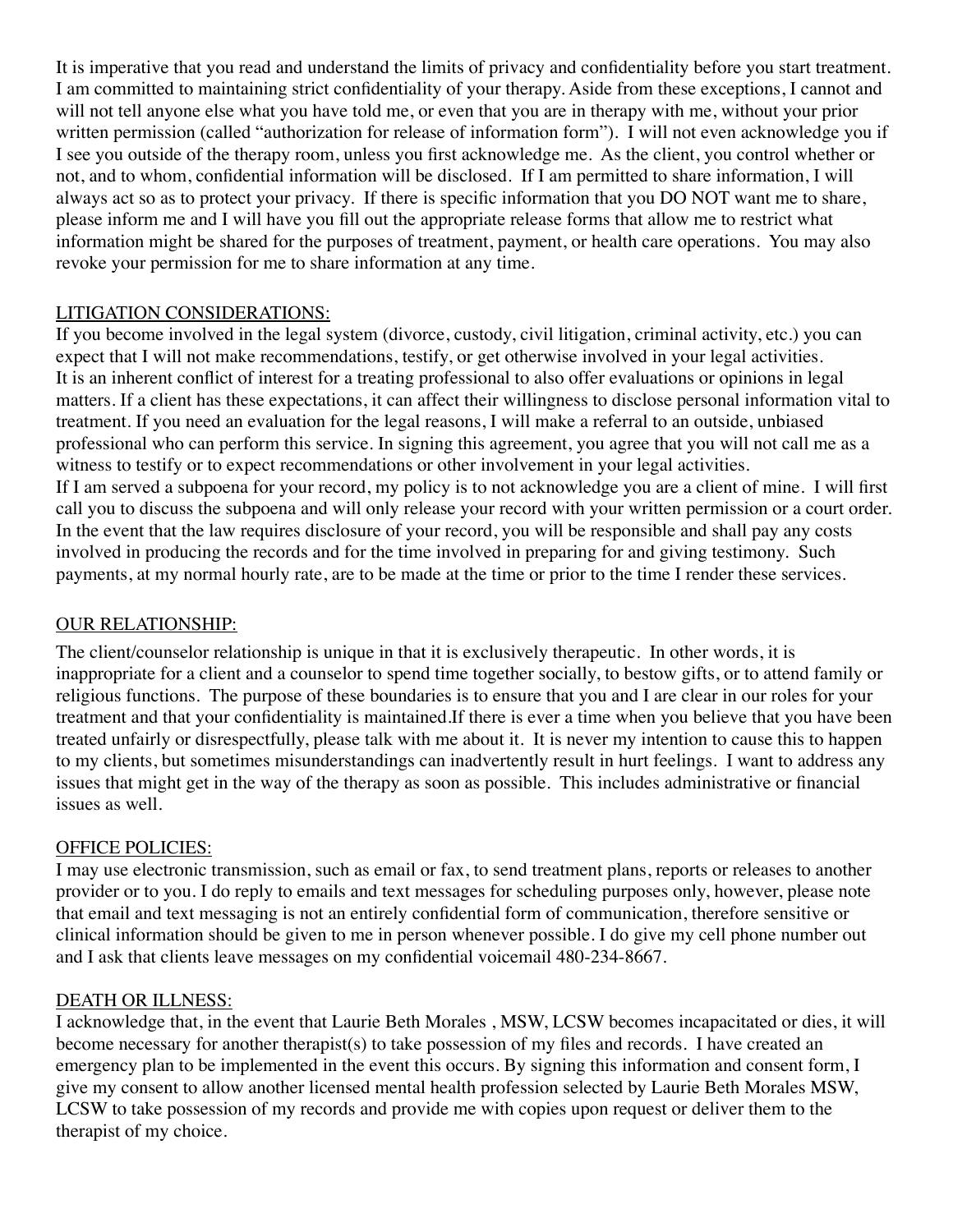It is imperative that you read and understand the limits of privacy and confidentiality before you start treatment. I am committed to maintaining strict confidentiality of your therapy. Aside from these exceptions, I cannot and will not tell anyone else what you have told me, or even that you are in therapy with me, without your prior written permission (called "authorization for release of information form"). I will not even acknowledge you if I see you outside of the therapy room, unless you first acknowledge me. As the client, you control whether or not, and to whom, confidential information will be disclosed. If I am permitted to share information, I will always act so as to protect your privacy. If there is specific information that you DO NOT want me to share, please inform me and I will have you fill out the appropriate release forms that allow me to restrict what information might be shared for the purposes of treatment, payment, or health care operations. You may also revoke your permission for me to share information at any time.

LITIGATION CONSIDERATIONS:

If you become involved in the legal system (divorce, custody, civil litigation, criminal activity, etc.) you can expect that I will not make recommendations, testify, or get otherwise involved in your legal activities. It is an inherent conflict of interest for a treating professional to also offer evaluations or opinions in legal matters. If a client has these expectations, it can affect their willingness to disclose personal information vital to treatment. If you need an evaluation for the legal reasons, I will make a referral to an outside, unbiased professional who can perform this service. In signing this agreement, you agree that you will not call me as a witness to testify or to expect recommendations or other involvement in your legal activities.

If I am served a subpoena for your record, my policy is to not acknowledge you are a client of mine. I will first call you to discuss the subpoena and will only release your record with your written permission or a court order. In the event that the law requires disclosure of your record, you will be responsible and shall pay any costs involved in producing the records and for the time involved in preparing for and giving testimony. Such payments, at my normal hourly rate, are to be made at the time or prior to the time I render these services.

OUR RELATIONSHIP:

The client/counselor relationship is unique in that it is exclusively therapeutic. In other words, it is inappropriate for a client and a counselor to spend time together socially, to bestow gifts, or to attend family or religious functions. The purpose of these boundaries is to ensure that you and I are clear in our roles for your treatment and that your confidentiality is maintained.If there is ever a time when you believe that you have been treated unfairly or disrespectfully, please talk with me about it. It is never my intention to cause this to happen to my clients, but sometimes misunderstandings can inadvertently result in hurt feelings. I want to address any issues that might get in the way of the therapy as soon as possible. This includes administrative or financial issues as well.

OFFICE POLICIES:

I may use electronic transmission, such as email or fax, to send treatment plans, reports or releases to another provider or to you. I do reply to emails and text messages for scheduling purposes only, however, please note that email and text messaging is not an entirely confidential form of communication, therefore sensitive or clinical information should be given to me in person whenever possible. I do give my cell phone number out and I ask that clients leave messages on my confidential voicemail 480-234-8667.

DEATH OR ILLNESS:

I acknowledge that, in the event that Laurie Beth Morales , MSW, LCSW becomes incapacitated or dies, it will become necessary for another therapist(s) to take possession of my files and records. I have created an emergency plan to be implemented in the event this occurs. By signing this information and consent form, I give my consent to allow another licensed mental health profession selected by Laurie Beth Morales MSW, LCSW to take possession of my records and provide me with copies upon request or deliver them to the therapist of my choice.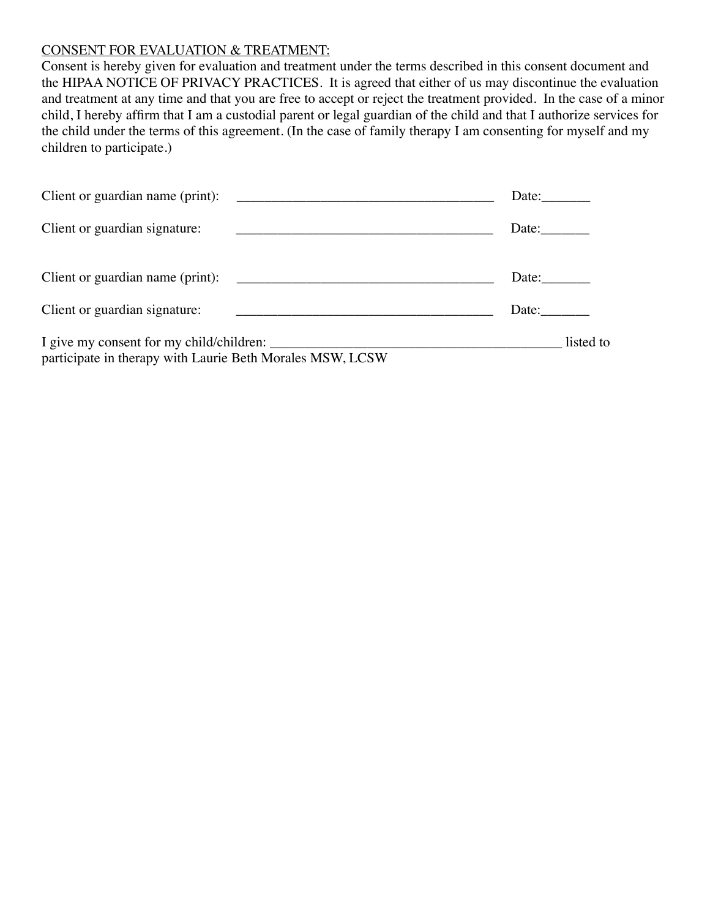CONSENT FOR EVALUATION & TREATMENT:

Consent is hereby given for evaluation and treatment under the terms described in this consent document and the HIPAA NOTICE OF PRIVACY PRACTICES. It is agreed that either of us may discontinue the evaluation and treatment at any time and that you are free to accept or reject the treatment provided. In the case of a minor child, I hereby affirm that I am a custodial parent or legal guardian of the child and that I authorize services for the child under the terms of this agreement. (In the case of family therapy I am consenting for myself and my children to participate.)

Client or guardian name (print): _____________________________________ Date:_______

Client or guardian signature: _____________________________________ Date:_______

Client or guardian name (print): _____________________________________ Date:_______

Client or guardian signature: _____________________________________ Date:_______

I give my consent for my child/children: __________________________________________ listed to participate in therapy with Laurie Beth Morales MSW, LCSW